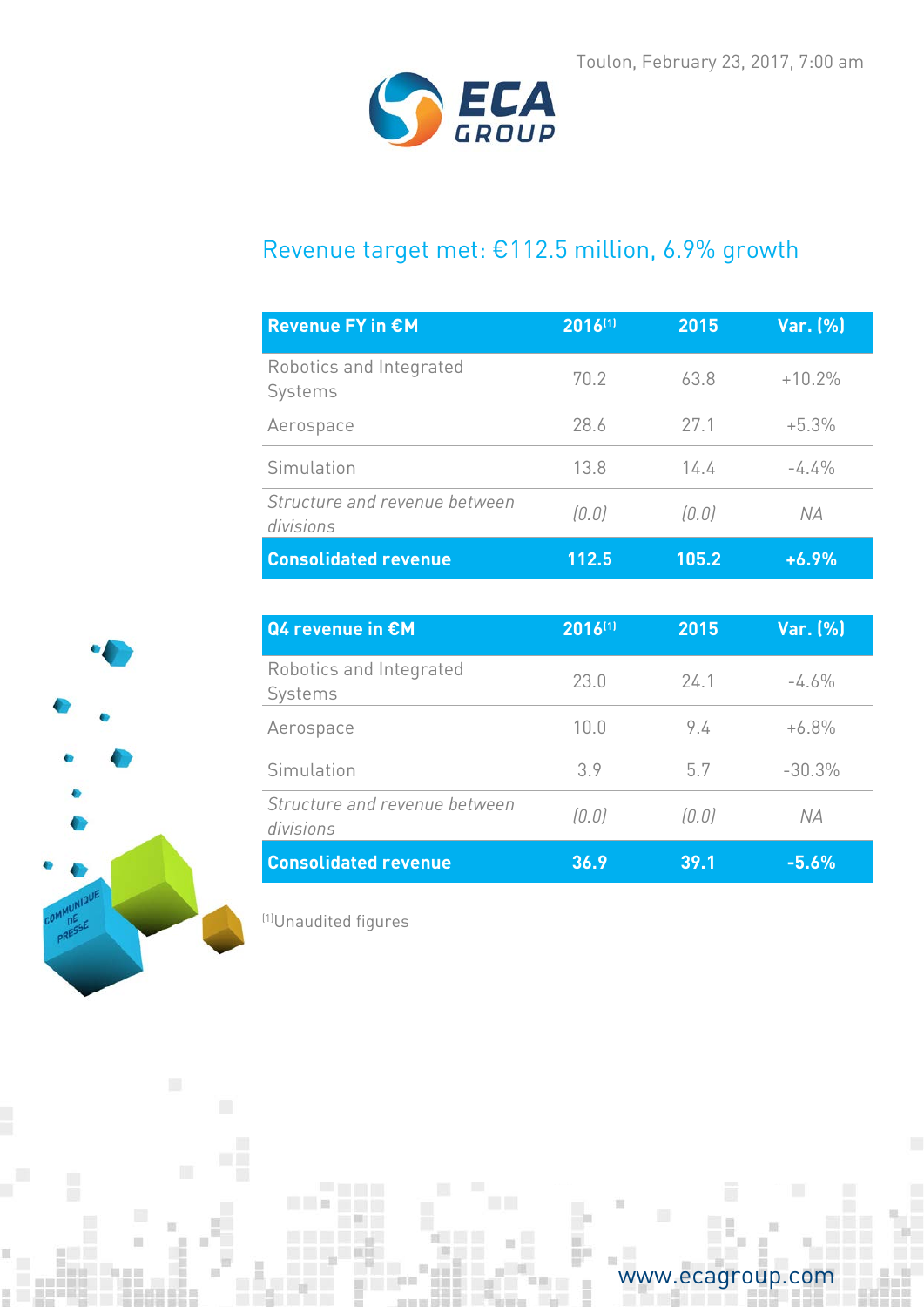Toulon, February 23, 2017, 7:00 am

# Revenue target met: €112.5 million, 6.9% growth

| Revenue FY in €M | 2016[1] | 2015 | Var. (%) |
|---|---|---|---|
| Robotics and Integrated Systems | 70.2 | 63.8 | +10.2% |
| Aerospace | 28.6 | 27.1 | +5.3% |
| Simulation | 13.8 | 14.4 | -4.4% |
| *Structure and revenue between divisions* | *(0.0)* | *(0.0)* | *NA* |
| **Consolidated revenue** | **112.5** | **105.2** | **+6.9%** |

| Q4 revenue in €M | 2016[1] | 2015 | Var. (%) |
|---|---|---|---|
| Robotics and Integrated Systems | 23.0 | 24.1 | -4.6% |
| Aerospace | 10.0 | 9.4 | +6.8% |
| Simulation | 3.9 | 5.7 | -30.3% |
| *Structure and revenue between divisions* | *(0.0)* | *(0.0)* | *NA* |
| **Consolidated revenue** | **36.9** | **39.1** | **-5.6%** |

[1]Unaudited figures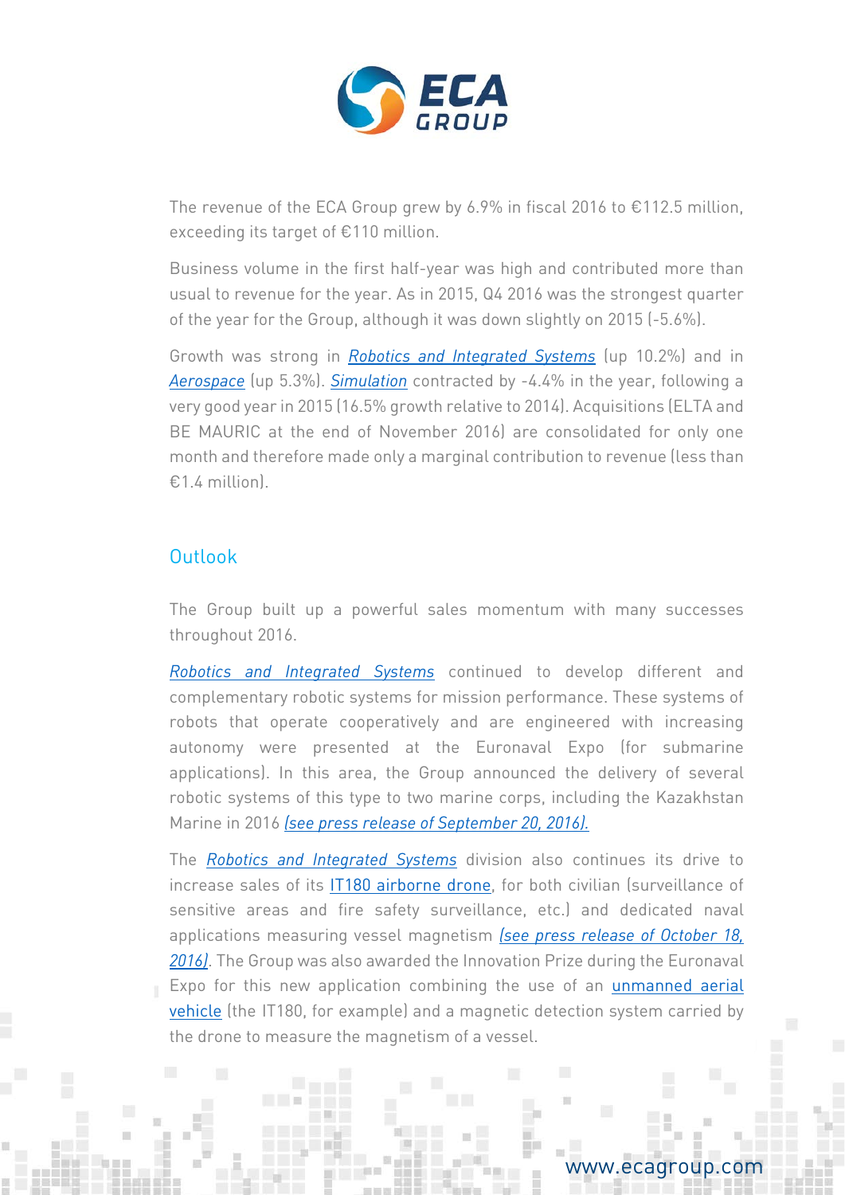The revenue of the ECA Group grew by 6.9% in fiscal 2016 to €112.5 million, exceeding its target of €110 million.

Business volume in the first half-year was high and contributed more than usual to revenue for the year. As in 2015, Q4 2016 was the strongest quarter of the year for the Group, although it was down slightly on 2015 (-5.6%).

Growth was strong in *Robotics and Integrated Systems* (up 10.2%) and in *Aerospace* (up 5.3%). *Simulation* contracted by -4.4% in the year, following a very good year in 2015 (16.5% growth relative to 2014). Acquisitions (ELTA and BE MAURIC at the end of November 2016) are consolidated for only one month and therefore made only a marginal contribution to revenue (less than €1.4 million).

## Outlook

The Group built up a powerful sales momentum with many successes throughout 2016.

*Robotics and Integrated Systems* continued to develop different and complementary robotic systems for mission performance. These systems of robots that operate cooperatively and are engineered with increasing autonomy were presented at the Euronaval Expo (for submarine applications). In this area, the Group announced the delivery of several robotic systems of this type to two marine corps, including the Kazakhstan Marine in 2016 *(see press release of September 20, 2016).*

The *Robotics and Integrated Systems* division also continues its drive to increase sales of its IT180 airborne drone, for both civilian (surveillance of sensitive areas and fire safety surveillance, etc.) and dedicated naval applications measuring vessel magnetism *(see press release of October 18, 2016)*. The Group was also awarded the Innovation Prize during the Euronaval Expo for this new application combining the use of an unmanned aerial vehicle (the IT180, for example) and a magnetic detection system carried by the drone to measure the magnetism of a vessel.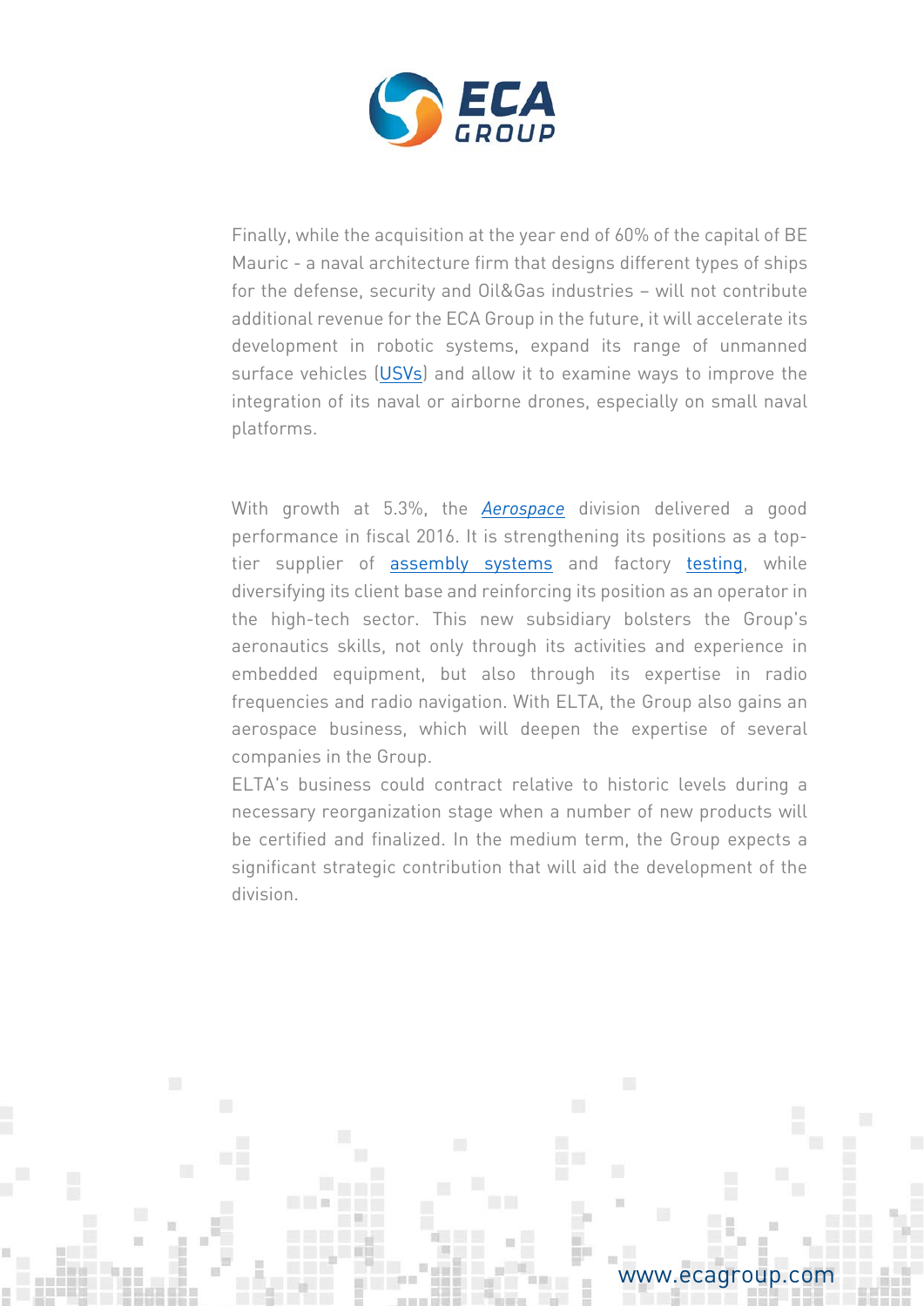Finally, while the acquisition at the year end of 60% of the capital of BE Mauric - a naval architecture firm that designs different types of ships for the defense, security and Oil&Gas industries – will not contribute additional revenue for the ECA Group in the future, it will accelerate its development in robotic systems, expand its range of unmanned surface vehicles (USVs) and allow it to examine ways to improve the integration of its naval or airborne drones, especially on small naval platforms.

With growth at 5.3%, the *Aerospace* division delivered a good performance in fiscal 2016. It is strengthening its positions as a top-tier supplier of assembly systems and factory testing, while diversifying its client base and reinforcing its position as an operator in the high-tech sector. This new subsidiary bolsters the Group's aeronautics skills, not only through its activities and experience in embedded equipment, but also through its expertise in radio frequencies and radio navigation. With ELTA, the Group also gains an aerospace business, which will deepen the expertise of several companies in the Group.
ELTA's business could contract relative to historic levels during a necessary reorganization stage when a number of new products will be certified and finalized. In the medium term, the Group expects a significant strategic contribution that will aid the development of the division.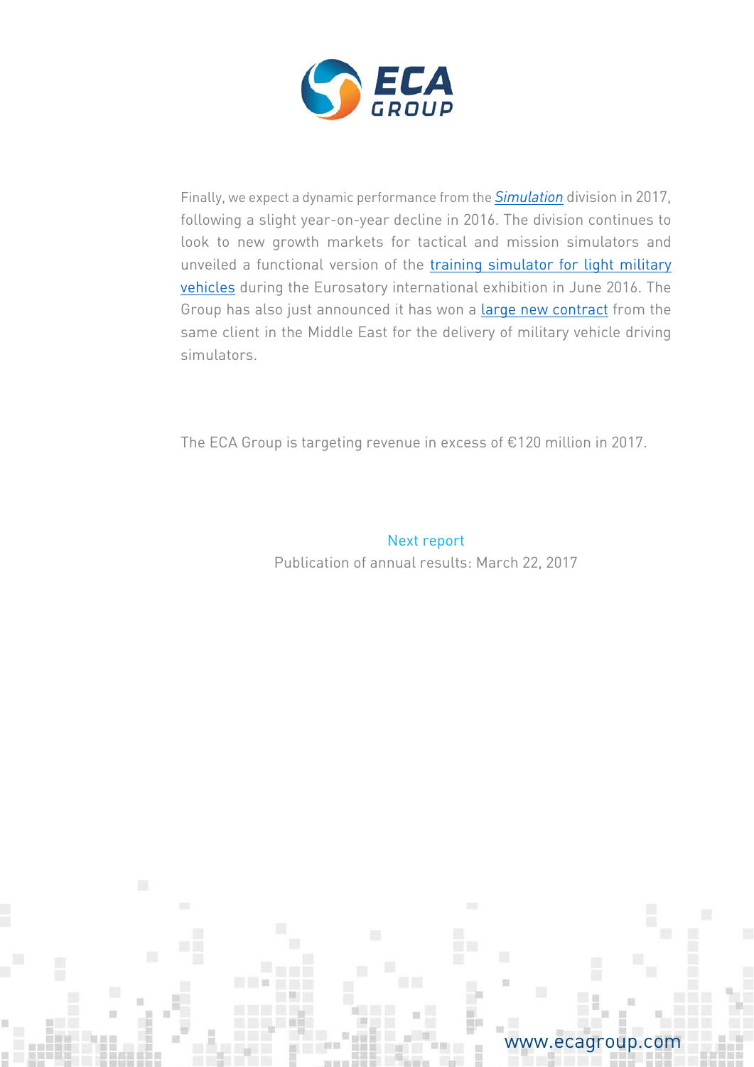Finally, we expect a dynamic performance from the *Simulation* division in 2017, following a slight year-on-year decline in 2016. The division continues to look to new growth markets for tactical and mission simulators and unveiled a functional version of the training simulator for light military vehicles during the Eurosatory international exhibition in June 2016. The Group has also just announced it has won a large new contract from the same client in the Middle East for the delivery of military vehicle driving simulators.

The ECA Group is targeting revenue in excess of €120 million in 2017.

Next report
Publication of annual results: March 22, 2017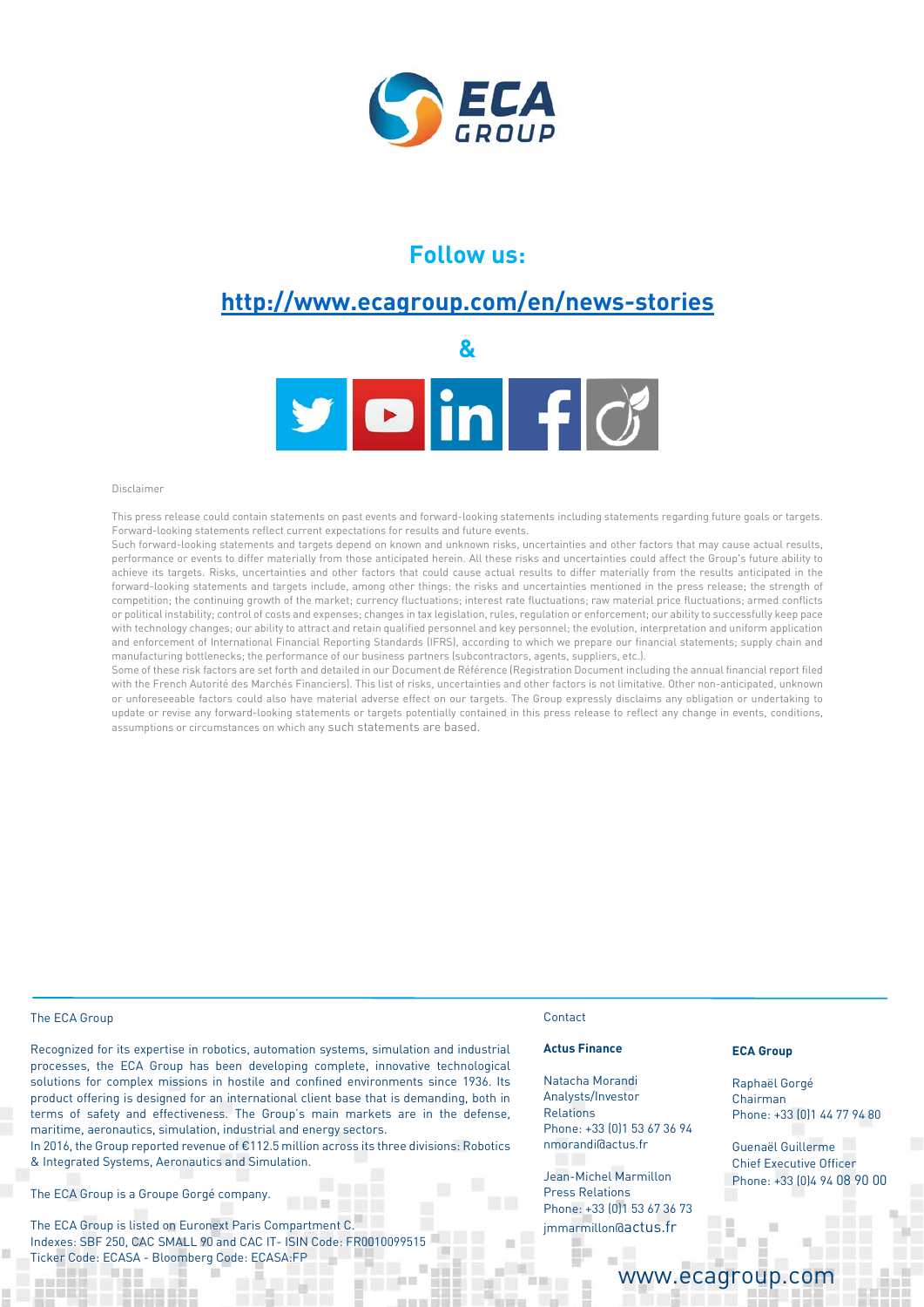## Follow us:

## http://www.ecagroup.com/en/news-stories

**&**

Disclaimer

This press release could contain statements on past events and forward-looking statements including statements regarding future goals or targets. Forward-looking statements reflect current expectations for results and future events.
Such forward-looking statements and targets depend on known and unknown risks, uncertainties and other factors that may cause actual results, performance or events to differ materially from those anticipated herein. All these risks and uncertainties could affect the Group's future ability to achieve its targets. Risks, uncertainties and other factors that could cause actual results to differ materially from the results anticipated in the forward-looking statements and targets include, among other things: the risks and uncertainties mentioned in the press release; the strength of competition; the continuing growth of the market; currency fluctuations; interest rate fluctuations; raw material price fluctuations; armed conflicts or political instability; control of costs and expenses; changes in tax legislation, rules, regulation or enforcement; our ability to successfully keep pace with technology changes; our ability to attract and retain qualified personnel and key personnel; the evolution, interpretation and uniform application and enforcement of International Financial Reporting Standards (IFRS), according to which we prepare our financial statements; supply chain and manufacturing bottlenecks; the performance of our business partners (subcontractors, agents, suppliers, etc.).
Some of these risk factors are set forth and detailed in our Document de Référence (Registration Document including the annual financial report filed with the French Autorité des Marchés Financiers). This list of risks, uncertainties and other factors is not limitative. Other non-anticipated, unknown or unforeseeable factors could also have material adverse effect on our targets. The Group expressly disclaims any obligation or undertaking to update or revise any forward-looking statements or targets potentially contained in this press release to reflect any change in events, conditions, assumptions or circumstances on which any such statements are based.

The ECA Group

Recognized for its expertise in robotics, automation systems, simulation and industrial processes, the ECA Group has been developing complete, innovative technological solutions for complex missions in hostile and confined environments since 1936. Its product offering is designed for an international client base that is demanding, both in terms of safety and effectiveness. The Group's main markets are in the defense, maritime, aeronautics, simulation, industrial and energy sectors.
In 2016, the Group reported revenue of €112.5 million across its three divisions: Robotics & Integrated Systems, Aeronautics and Simulation.

The ECA Group is a Groupe Gorgé company.

The ECA Group is listed on Euronext Paris Compartment C.
Indexes: SBF 250, CAC SMALL 90 and CAC IT- ISIN Code: FR0010099515
Ticker Code: ECASA - Bloomberg Code: ECASA:FP

Contact

**Actus Finance**

Natacha Morandi
Analysts/Investor Relations
Phone: +33 (0)1 53 67 36 94
nmorandi@actus.fr

Jean-Michel Marmillon
Press Relations
Phone: +33 (0)1 53 67 36 73
jmmarmillon@actus.fr

**ECA Group**

Raphaël Gorgé
Chairman
Phone: +33 (0)1 44 77 94 80

Guenaël Guillerme
Chief Executive Officer
Phone: +33 (0)4 94 08 90 00

www.ecagroup.com